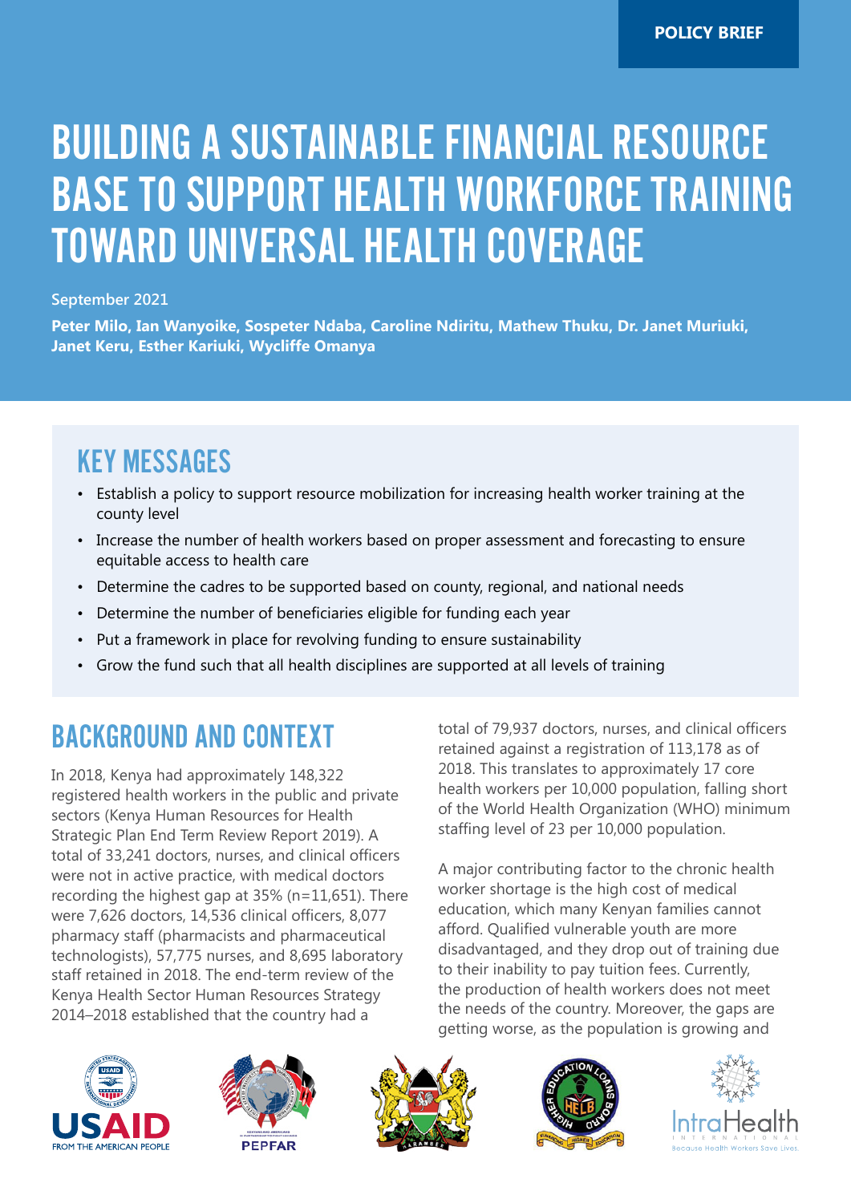POLICY BRIEF

# BUILDING A SUSTAINABLE FINANCIAL RESOURCE BASE TO SUPPORT HEALTH WORKFORCE TRAINING TOWARD UNIVERSAL HEALTH COVERAGE

September 2021

**Peter Milo, Ian Wanyoike, Sospeter Ndaba, Caroline Ndiritu, Mathew Thuku, Dr. Janet Muriuki, Janet Keru, Esther Kariuki, Wycliffe Omanya**

## KEY MESSAGES

- Establish a policy to support resource mobilization for increasing health worker training at the county level
- Increase the number of health workers based on proper assessment and forecasting to ensure equitable access to health care
- Determine the cadres to be supported based on county, regional, and national needs
- Determine the number of beneficiaries eligible for funding each year
- Put a framework in place for revolving funding to ensure sustainability
- Grow the fund such that all health disciplines are supported at all levels of training

## BACKGROUND AND CONTEXT

In 2018, Kenya had approximately 148,322 registered health workers in the public and private sectors (Kenya Human Resources for Health Strategic Plan End Term Review Report 2019). A total of 33,241 doctors, nurses, and clinical officers were not in active practice, with medical doctors recording the highest gap at 35% (n=11,651). There were 7,626 doctors, 14,536 clinical officers, 8,077 pharmacy staff (pharmacists and pharmaceutical technologists), 57,775 nurses, and 8,695 laboratory staff retained in 2018. The end-term review of the Kenya Health Sector Human Resources Strategy 2014–2018 established that the country had a total of 79,937 doctors, nurses, and clinical officers retained against a registration of 113,178 as of 2018. This translates to approximately 17 core health workers per 10,000 population, falling short of the World Health Organization (WHO) minimum staffing level of 23 per 10,000 population.

A major contributing factor to the chronic health worker shortage is the high cost of medical education, which many Kenyan families cannot afford. Qualified vulnerable youth are more disadvantaged, and they drop out of training due to their inability to pay tuition fees. Currently, the production of health workers does not meet the needs of the country. Moreover, the gaps are getting worse, as the population is growing and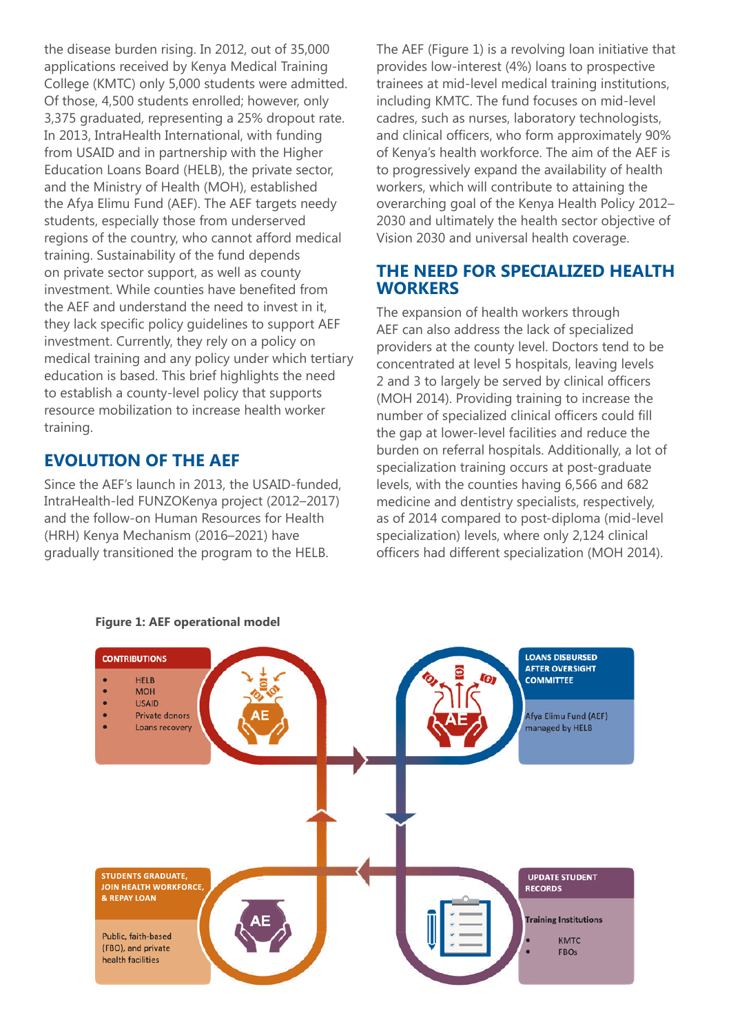the disease burden rising. In 2012, out of 35,000 applications received by Kenya Medical Training College (KMTC) only 5,000 students were admitted. Of those, 4,500 students enrolled; however, only 3,375 graduated, representing a 25% dropout rate. In 2013, IntraHealth International, with funding from USAID and in partnership with the Higher Education Loans Board (HELB), the private sector, and the Ministry of Health (MOH), established the Afya Elimu Fund (AEF). The AEF targets needy students, especially those from underserved regions of the country, who cannot afford medical training. Sustainability of the fund depends on private sector support, as well as county investment. While counties have benefited from the AEF and understand the need to invest in it, they lack specific policy guidelines to support AEF investment. Currently, they rely on a policy on medical training and any policy under which tertiary education is based. This brief highlights the need to establish a county-level policy that supports resource mobilization to increase health worker training.

## EVOLUTION OF THE AEF

Since the AEF's launch in 2013, the USAID-funded, IntraHealth-led FUNZOKenya project (2012–2017) and the follow-on Human Resources for Health (HRH) Kenya Mechanism (2016–2021) have gradually transitioned the program to the HELB.

The AEF (Figure 1) is a revolving loan initiative that provides low-interest (4%) loans to prospective trainees at mid-level medical training institutions, including KMTC. The fund focuses on mid-level cadres, such as nurses, laboratory technologists, and clinical officers, who form approximately 90% of Kenya's health workforce. The aim of the AEF is to progressively expand the availability of health workers, which will contribute to attaining the overarching goal of the Kenya Health Policy 2012–2030 and ultimately the health sector objective of Vision 2030 and universal health coverage.

## THE NEED FOR SPECIALIZED HEALTH WORKERS

The expansion of health workers through AEF can also address the lack of specialized providers at the county level. Doctors tend to be concentrated at level 5 hospitals, leaving levels 2 and 3 to largely be served by clinical officers (MOH 2014). Providing training to increase the number of specialized clinical officers could fill the gap at lower-level facilities and reduce the burden on referral hospitals. Additionally, a lot of specialization training occurs at post-graduate levels, with the counties having 6,566 and 682 medicine and dentistry specialists, respectively, as of 2014 compared to post-diploma (mid-level specialization) levels, where only 2,124 clinical officers had different specialization (MOH 2014).

**Figure 1: AEF operational model**

**CONTRIBUTIONS**
- HELB
- MOH
- USAID
- Private donors
- Loans recovery

**LOANS DISBURSED AFTER OVERSIGHT COMMITTEE**

Afya Elimu Fund (AEF) managed by HELB

**UPDATE STUDENT RECORDS**

Training Institutions
- KMTC
- FBOs

**STUDENTS GRADUATE, JOIN HEALTH WORKFORCE, & REPAY LOAN**

Public, faith-based (FBO), and private health facilities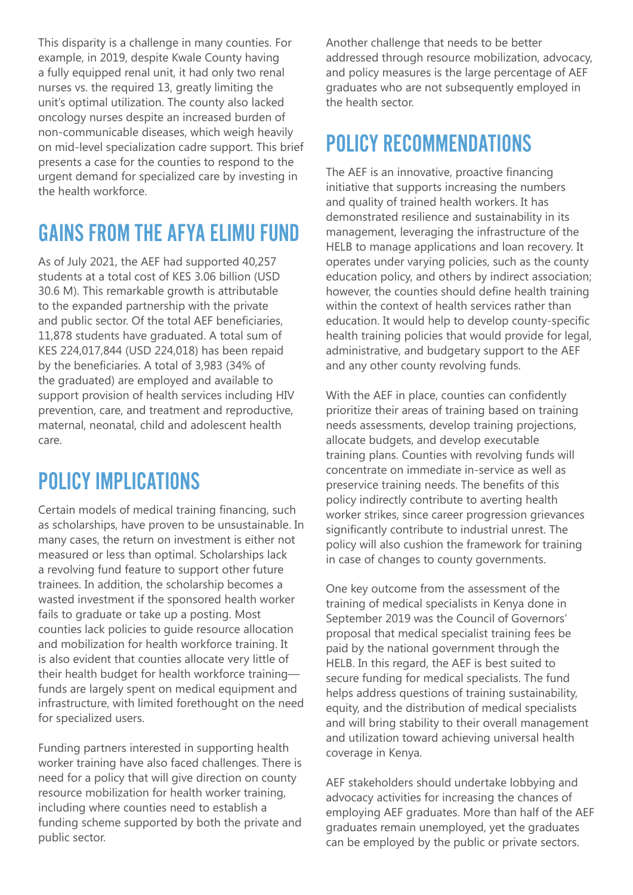This disparity is a challenge in many counties. For example, in 2019, despite Kwale County having a fully equipped renal unit, it had only two renal nurses vs. the required 13, greatly limiting the unit's optimal utilization. The county also lacked oncology nurses despite an increased burden of non-communicable diseases, which weigh heavily on mid-level specialization cadre support. This brief presents a case for the counties to respond to the urgent demand for specialized care by investing in the health workforce.

## GAINS FROM THE AFYA ELIMU FUND

As of July 2021, the AEF had supported 40,257 students at a total cost of KES 3.06 billion (USD 30.6 M). This remarkable growth is attributable to the expanded partnership with the private and public sector. Of the total AEF beneficiaries, 11,878 students have graduated. A total sum of KES 224,017,844 (USD 224,018) has been repaid by the beneficiaries. A total of 3,983 (34% of the graduated) are employed and available to support provision of health services including HIV prevention, care, and treatment and reproductive, maternal, neonatal, child and adolescent health care.

## POLICY IMPLICATIONS

Certain models of medical training financing, such as scholarships, have proven to be unsustainable. In many cases, the return on investment is either not measured or less than optimal. Scholarships lack a revolving fund feature to support other future trainees. In addition, the scholarship becomes a wasted investment if the sponsored health worker fails to graduate or take up a posting. Most counties lack policies to guide resource allocation and mobilization for health workforce training. It is also evident that counties allocate very little of their health budget for health workforce training—funds are largely spent on medical equipment and infrastructure, with limited forethought on the need for specialized users.

Funding partners interested in supporting health worker training have also faced challenges. There is need for a policy that will give direction on county resource mobilization for health worker training, including where counties need to establish a funding scheme supported by both the private and public sector.

Another challenge that needs to be better addressed through resource mobilization, advocacy, and policy measures is the large percentage of AEF graduates who are not subsequently employed in the health sector.

## POLICY RECOMMENDATIONS

The AEF is an innovative, proactive financing initiative that supports increasing the numbers and quality of trained health workers. It has demonstrated resilience and sustainability in its management, leveraging the infrastructure of the HELB to manage applications and loan recovery. It operates under varying policies, such as the county education policy, and others by indirect association; however, the counties should define health training within the context of health services rather than education. It would help to develop county-specific health training policies that would provide for legal, administrative, and budgetary support to the AEF and any other county revolving funds.

With the AEF in place, counties can confidently prioritize their areas of training based on training needs assessments, develop training projections, allocate budgets, and develop executable training plans. Counties with revolving funds will concentrate on immediate in-service as well as preservice training needs. The benefits of this policy indirectly contribute to averting health worker strikes, since career progression grievances significantly contribute to industrial unrest. The policy will also cushion the framework for training in case of changes to county governments.

One key outcome from the assessment of the training of medical specialists in Kenya done in September 2019 was the Council of Governors' proposal that medical specialist training fees be paid by the national government through the HELB. In this regard, the AEF is best suited to secure funding for medical specialists. The fund helps address questions of training sustainability, equity, and the distribution of medical specialists and will bring stability to their overall management and utilization toward achieving universal health coverage in Kenya.

AEF stakeholders should undertake lobbying and advocacy activities for increasing the chances of employing AEF graduates. More than half of the AEF graduates remain unemployed, yet the graduates can be employed by the public or private sectors.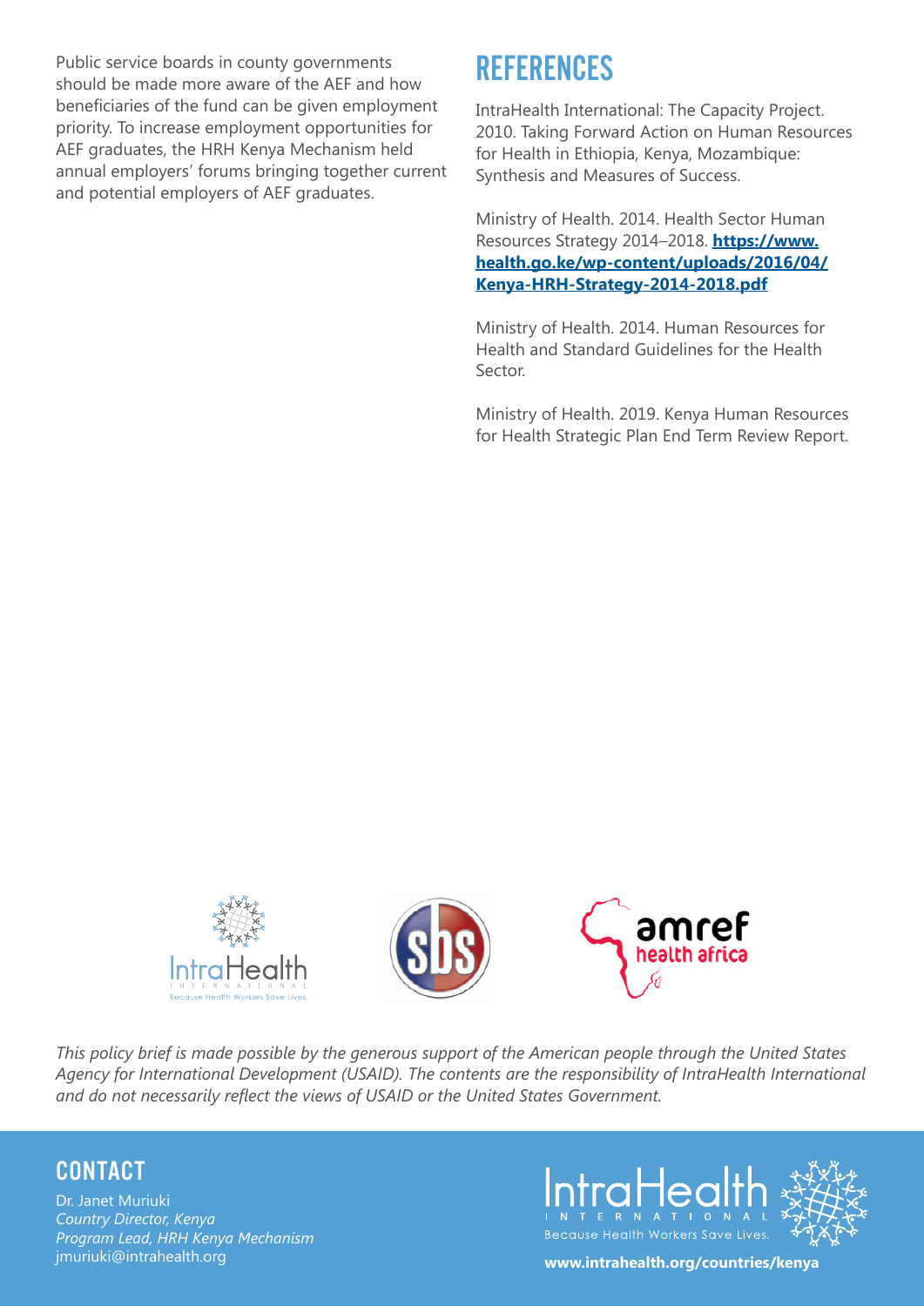Public service boards in county governments should be made more aware of the AEF and how beneficiaries of the fund can be given employment priority. To increase employment opportunities for AEF graduates, the HRH Kenya Mechanism held annual employers' forums bringing together current and potential employers of AEF graduates.

## REFERENCES

IntraHealth International: The Capacity Project. 2010. Taking Forward Action on Human Resources for Health in Ethiopia, Kenya, Mozambique: Synthesis and Measures of Success.

Ministry of Health. 2014. Health Sector Human Resources Strategy 2014–2018. **https://www.health.go.ke/wp-content/uploads/2016/04/Kenya-HRH-Strategy-2014-2018.pdf**

Ministry of Health. 2014. Human Resources for Health and Standard Guidelines for the Health Sector.

Ministry of Health. 2019. Kenya Human Resources for Health Strategic Plan End Term Review Report.

*This policy brief is made possible by the generous support of the American people through the United States Agency for International Development (USAID). The contents are the responsibility of IntraHealth International and do not necessarily reflect the views of USAID or the United States Government.*

## CONTACT

Dr. Janet Muriuki
*Country Director, Kenya*
*Program Lead, HRH Kenya Mechanism*
jmuriuki@intrahealth.org

IntraHealth International
Because Health Workers Save Lives.

**www.intrahealth.org/countries/kenya**